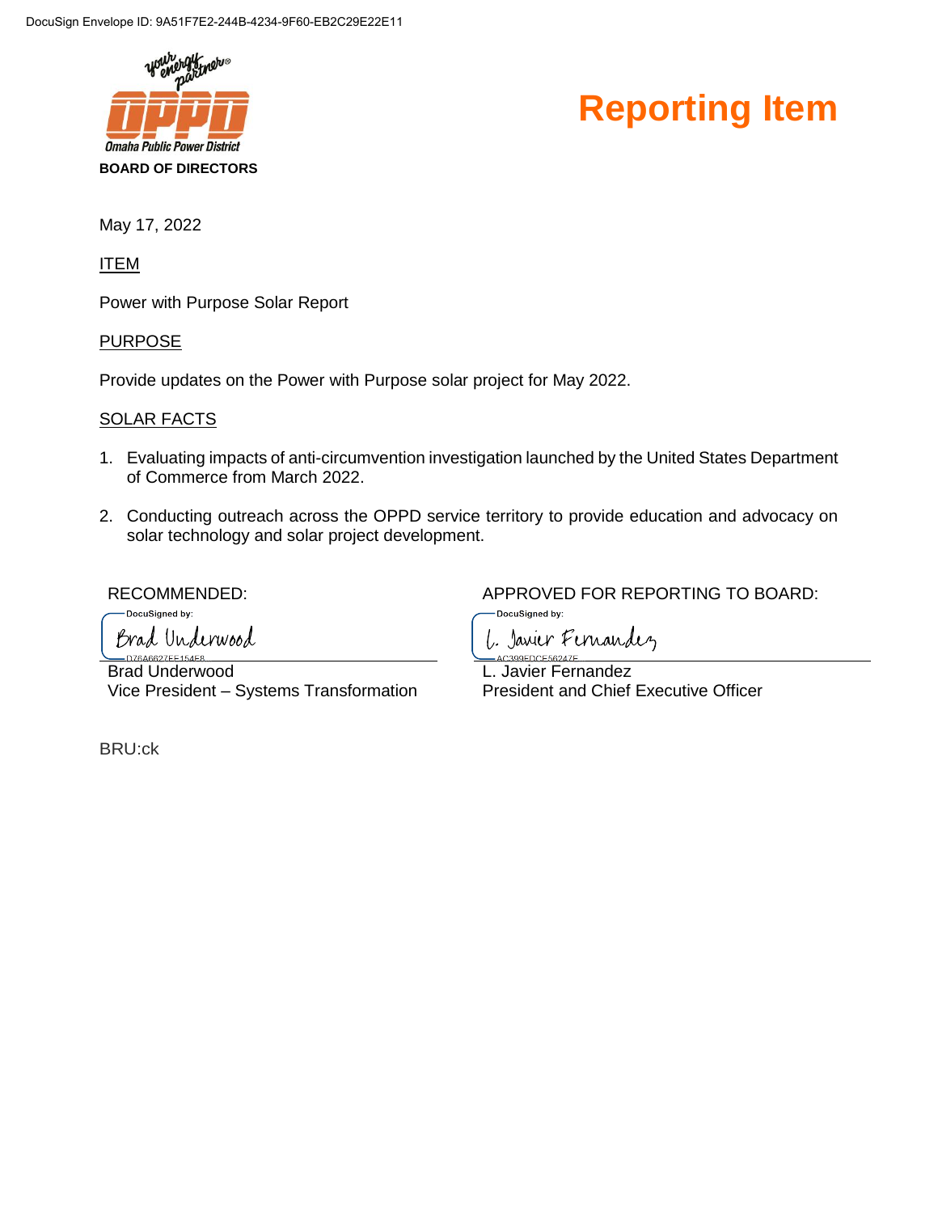DocuSign Envelope ID: 9A51F7E2-244B-4234-9F60-EB2C29E22E11

Omaha Public Power District

**BOARD OF DIRECTORS**

# Reporting Item

May 17, 2022

ITEM

Power with Purpose Solar Report

PURPOSE

Provide updates on the Power with Purpose solar project for May 2022.

SOLAR FACTS

1. Evaluating impacts of anti-circumvention investigation launched by the United States Department of Commerce from March 2022.
2. Conducting outreach across the OPPD service territory to provide education and advocacy on solar technology and solar project development.

RECOMMENDED:

DocuSigned by:
Brad Underwood
D76A6627EE154E8

Brad Underwood
Vice President – Systems Transformation

APPROVED FOR REPORTING TO BOARD:

DocuSigned by:
L. Javier Fernandez
AC399EDCE56247F

L. Javier Fernandez
President and Chief Executive Officer

BRU:ck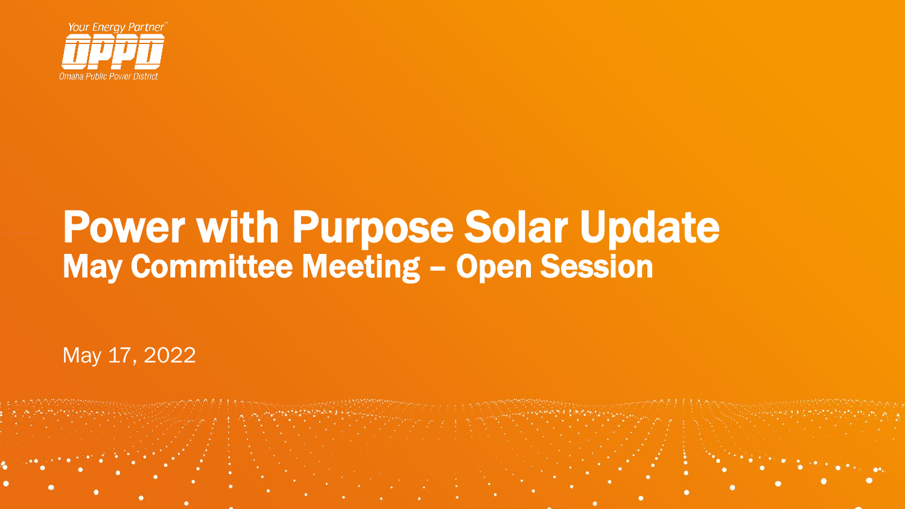Your Energy Partner

OPPD

Omaha Public Power District

# Power with Purpose Solar Update

## May Committee Meeting – Open Session

May 17, 2022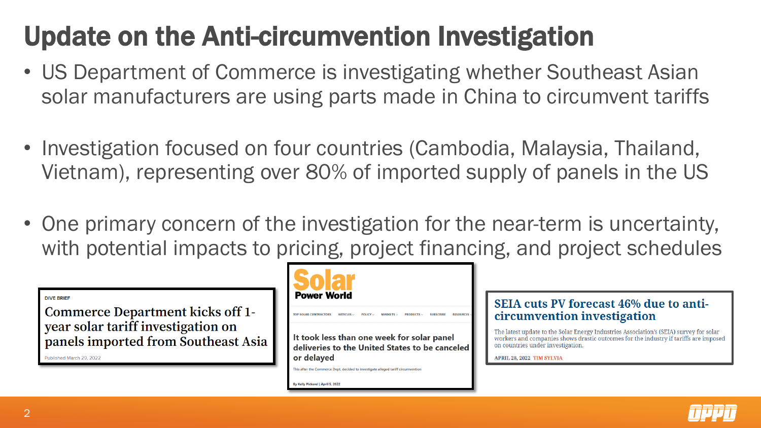# Update on the Anti-circumvention Investigation

- US Department of Commerce is investigating whether Southeast Asian solar manufacturers are using parts made in China to circumvent tariffs
- Investigation focused on four countries (Cambodia, Malaysia, Thailand, Vietnam), representing over 80% of imported supply of panels in the US
- One primary concern of the investigation for the near-term is uncertainty, with potential impacts to pricing, project financing, and project schedules

DIVE BRIEF

**Commerce Department kicks off 1-year solar tariff investigation on panels imported from Southeast Asia**

Published March 29, 2022

Solar Power World

TOP SOLAR CONTRACTORS ARTICLES POLICY MARKETS PRODUCTS SUBSCRIBE RESOURCES

**It took less than one week for solar panel deliveries to the United States to be canceled or delayed**

This after the Commerce Dept. decided to investigate alleged tariff circumvention

By Kelly Pickerel | April 5, 2022

**SEIA cuts PV forecast 46% due to anti-circumvention investigation**

The latest update to the Solar Energy Industries Association's (SEIA) survey for solar workers and companies shows drastic outcomes for the industry if tariffs are imposed on countries under investigation.

APRIL 28, 2022 TIM SYLVIA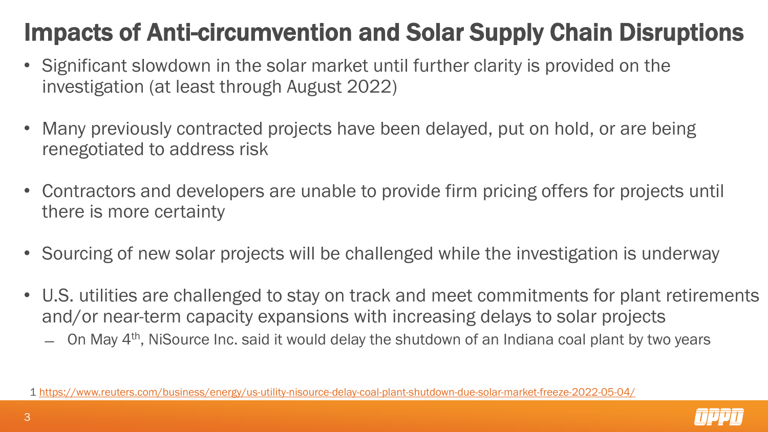# Impacts of Anti-circumvention and Solar Supply Chain Disruptions

- Significant slowdown in the solar market until further clarity is provided on the investigation (at least through August 2022)
- Many previously contracted projects have been delayed, put on hold, or are being renegotiated to address risk
- Contractors and developers are unable to provide firm pricing offers for projects until there is more certainty
- Sourcing of new solar projects will be challenged while the investigation is underway
- U.S. utilities are challenged to stay on track and meet commitments for plant retirements and/or near-term capacity expansions with increasing delays to solar projects
  - On May 4th, NiSource Inc. said it would delay the shutdown of an Indiana coal plant by two years

1 https://www.reuters.com/business/energy/us-utility-nisource-delay-coal-plant-shutdown-due-solar-market-freeze-2022-05-04/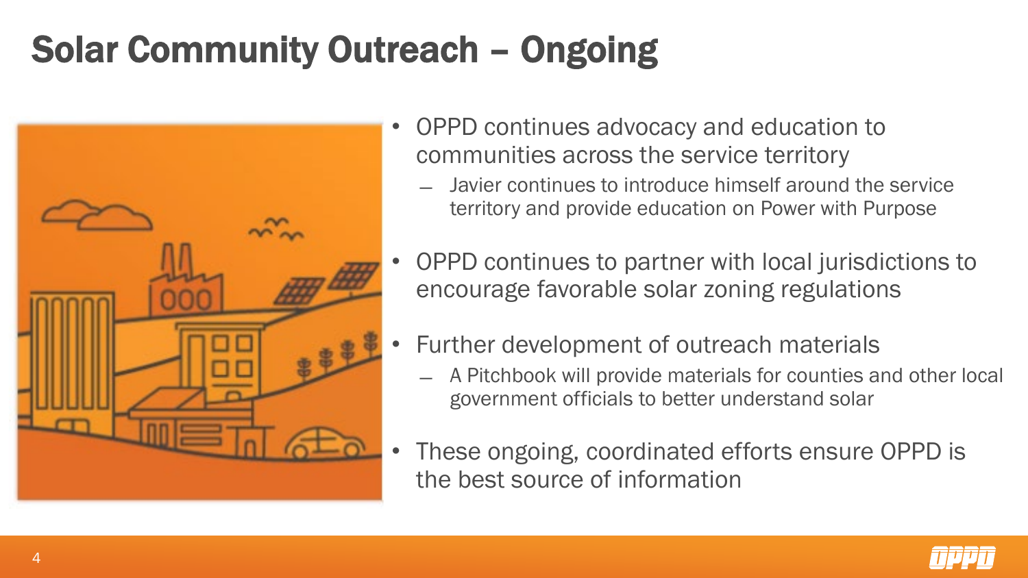# Solar Community Outreach – Ongoing

- OPPD continues advocacy and education to communities across the service territory
  - Javier continues to introduce himself around the service territory and provide education on Power with Purpose
- OPPD continues to partner with local jurisdictions to encourage favorable solar zoning regulations
- Further development of outreach materials
  - A Pitchbook will provide materials for counties and other local government officials to better understand solar
- These ongoing, coordinated efforts ensure OPPD is the best source of information